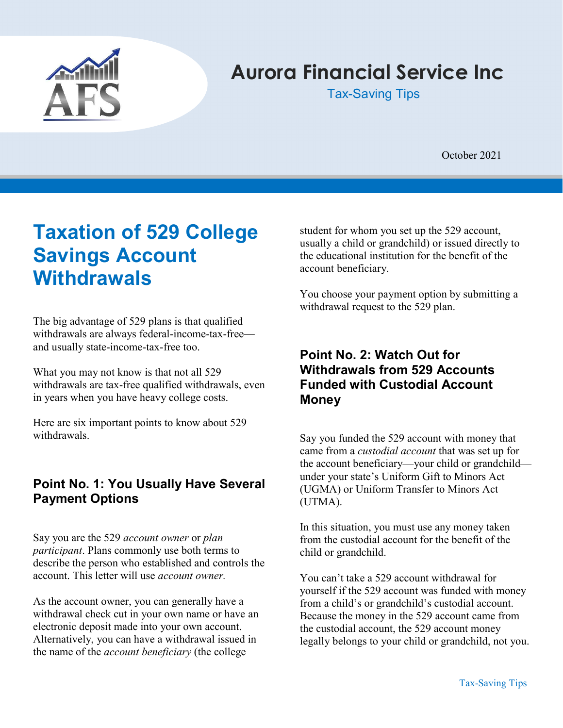# Aurora Financial Service Inc

Tax-Saving Tips

October 2021

## Taxation of 529 College Savings Account Withdrawals

The big advantage of 529 plans is that qualified withdrawals are always federal-income-tax-free—and usually state-income-tax-free too.

What you may not know is that not all 529 withdrawals are tax-free qualified withdrawals, even in years when you have heavy college costs.

Here are six important points to know about 529 withdrawals.

### Point No. 1: You Usually Have Several Payment Options

Say you are the 529 *account owner* or *plan participant*. Plans commonly use both terms to describe the person who established and controls the account. This letter will use *account owner.*

As the account owner, you can generally have a withdrawal check cut in your own name or have an electronic deposit made into your own account. Alternatively, you can have a withdrawal issued in the name of the *account beneficiary* (the college student for whom you set up the 529 account, usually a child or grandchild) or issued directly to the educational institution for the benefit of the account beneficiary.

You choose your payment option by submitting a withdrawal request to the 529 plan.

### Point No. 2: Watch Out for Withdrawals from 529 Accounts Funded with Custodial Account Money

Say you funded the 529 account with money that came from a *custodial account* that was set up for the account beneficiary—your child or grandchild—under your state's Uniform Gift to Minors Act (UGMA) or Uniform Transfer to Minors Act (UTMA).

In this situation, you must use any money taken from the custodial account for the benefit of the child or grandchild.

You can't take a 529 account withdrawal for yourself if the 529 account was funded with money from a child's or grandchild's custodial account. Because the money in the 529 account came from the custodial account, the 529 account money legally belongs to your child or grandchild, not you.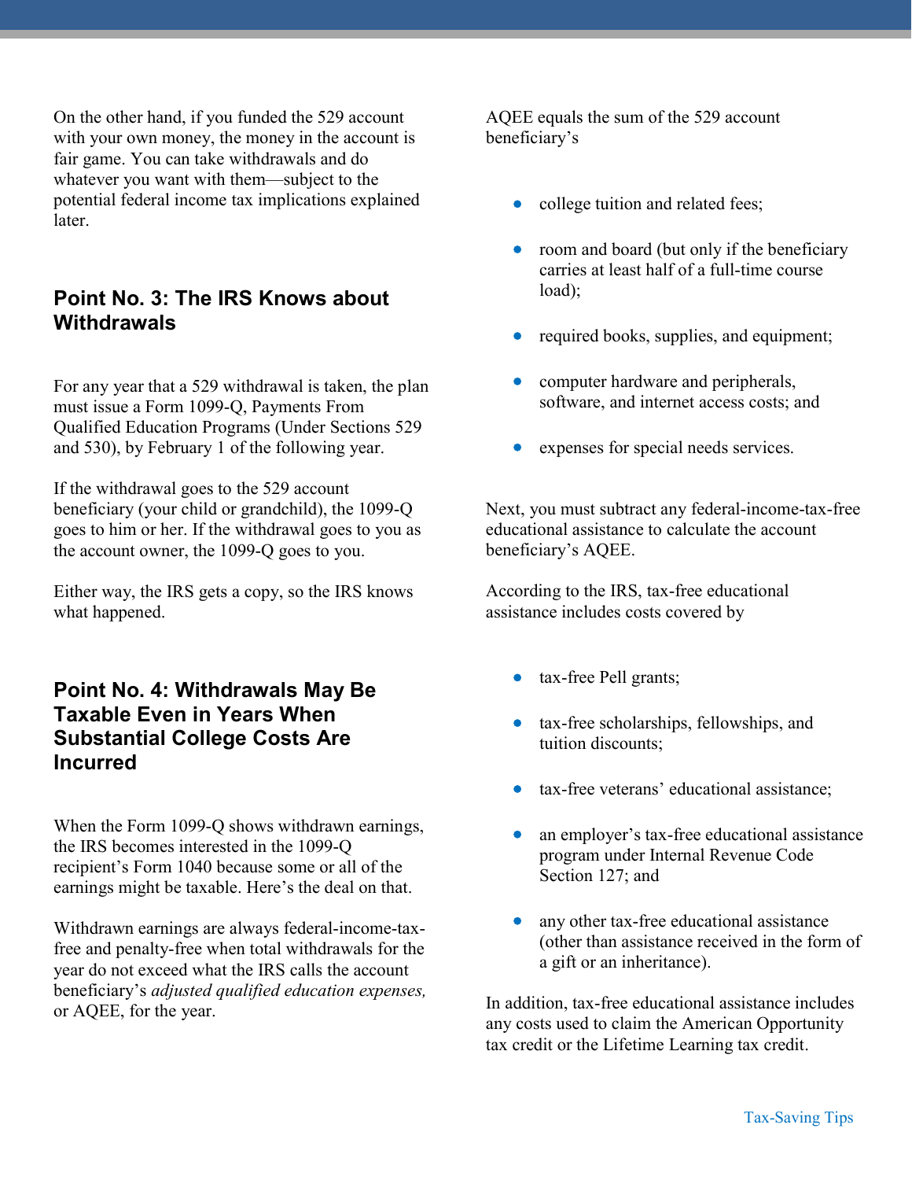On the other hand, if you funded the 529 account with your own money, the money in the account is fair game. You can take withdrawals and do whatever you want with them—subject to the potential federal income tax implications explained later.

## Point No. 3: The IRS Knows about Withdrawals

For any year that a 529 withdrawal is taken, the plan must issue a Form 1099-Q, Payments From Qualified Education Programs (Under Sections 529 and 530), by February 1 of the following year.

If the withdrawal goes to the 529 account beneficiary (your child or grandchild), the 1099-Q goes to him or her. If the withdrawal goes to you as the account owner, the 1099-Q goes to you.

Either way, the IRS gets a copy, so the IRS knows what happened.

## Point No. 4: Withdrawals May Be Taxable Even in Years When Substantial College Costs Are Incurred

When the Form 1099-Q shows withdrawn earnings, the IRS becomes interested in the 1099-Q recipient's Form 1040 because some or all of the earnings might be taxable. Here's the deal on that.

Withdrawn earnings are always federal-income-tax-free and penalty-free when total withdrawals for the year do not exceed what the IRS calls the account beneficiary's *adjusted qualified education expenses,* or AQEE, for the year.

AQEE equals the sum of the 529 account beneficiary's

- college tuition and related fees;
- room and board (but only if the beneficiary carries at least half of a full-time course load);
- required books, supplies, and equipment;
- computer hardware and peripherals, software, and internet access costs; and
- expenses for special needs services.

Next, you must subtract any federal-income-tax-free educational assistance to calculate the account beneficiary's AQEE.

According to the IRS, tax-free educational assistance includes costs covered by

- tax-free Pell grants;
- tax-free scholarships, fellowships, and tuition discounts;
- tax-free veterans' educational assistance;
- an employer's tax-free educational assistance program under Internal Revenue Code Section 127; and
- any other tax-free educational assistance (other than assistance received in the form of a gift or an inheritance).

In addition, tax-free educational assistance includes any costs used to claim the American Opportunity tax credit or the Lifetime Learning tax credit.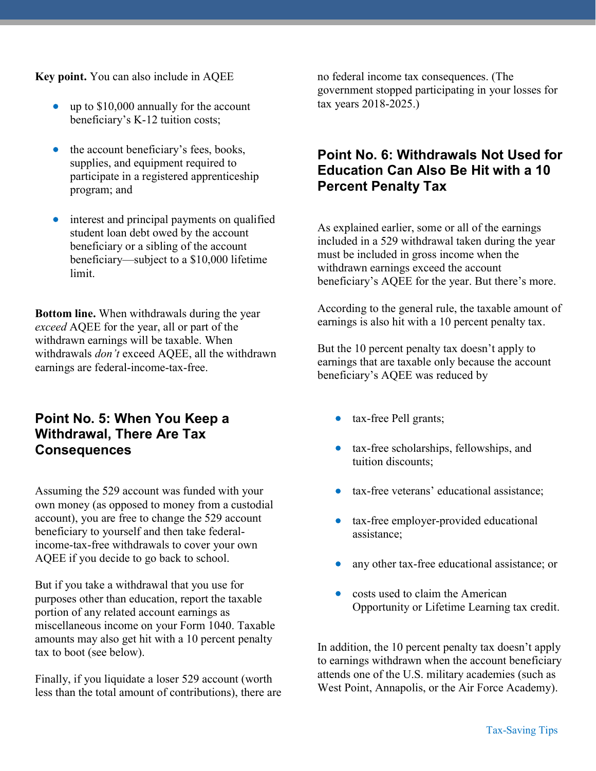**Key point.** You can also include in AQEE

- up to $10,000 annually for the account beneficiary's K-12 tuition costs;
- the account beneficiary's fees, books, supplies, and equipment required to participate in a registered apprenticeship program; and
- interest and principal payments on qualified student loan debt owed by the account beneficiary or a sibling of the account beneficiary—subject to a $10,000 lifetime limit.

**Bottom line.** When withdrawals during the year *exceed* AQEE for the year, all or part of the withdrawn earnings will be taxable. When withdrawals *don't* exceed AQEE, all the withdrawn earnings are federal-income-tax-free.

## Point No. 5: When You Keep a Withdrawal, There Are Tax Consequences

Assuming the 529 account was funded with your own money (as opposed to money from a custodial account), you are free to change the 529 account beneficiary to yourself and then take federal-income-tax-free withdrawals to cover your own AQEE if you decide to go back to school.

But if you take a withdrawal that you use for purposes other than education, report the taxable portion of any related account earnings as miscellaneous income on your Form 1040. Taxable amounts may also get hit with a 10 percent penalty tax to boot (see below).

Finally, if you liquidate a loser 529 account (worth less than the total amount of contributions), there are no federal income tax consequences. (The government stopped participating in your losses for tax years 2018-2025.)

## Point No. 6: Withdrawals Not Used for Education Can Also Be Hit with a 10 Percent Penalty Tax

As explained earlier, some or all of the earnings included in a 529 withdrawal taken during the year must be included in gross income when the withdrawn earnings exceed the account beneficiary's AQEE for the year. But there's more.

According to the general rule, the taxable amount of earnings is also hit with a 10 percent penalty tax.

But the 10 percent penalty tax doesn't apply to earnings that are taxable only because the account beneficiary's AQEE was reduced by

- tax-free Pell grants;
- tax-free scholarships, fellowships, and tuition discounts;
- tax-free veterans' educational assistance;
- tax-free employer-provided educational assistance;
- any other tax-free educational assistance; or
- costs used to claim the American Opportunity or Lifetime Learning tax credit.

In addition, the 10 percent penalty tax doesn't apply to earnings withdrawn when the account beneficiary attends one of the U.S. military academies (such as West Point, Annapolis, or the Air Force Academy).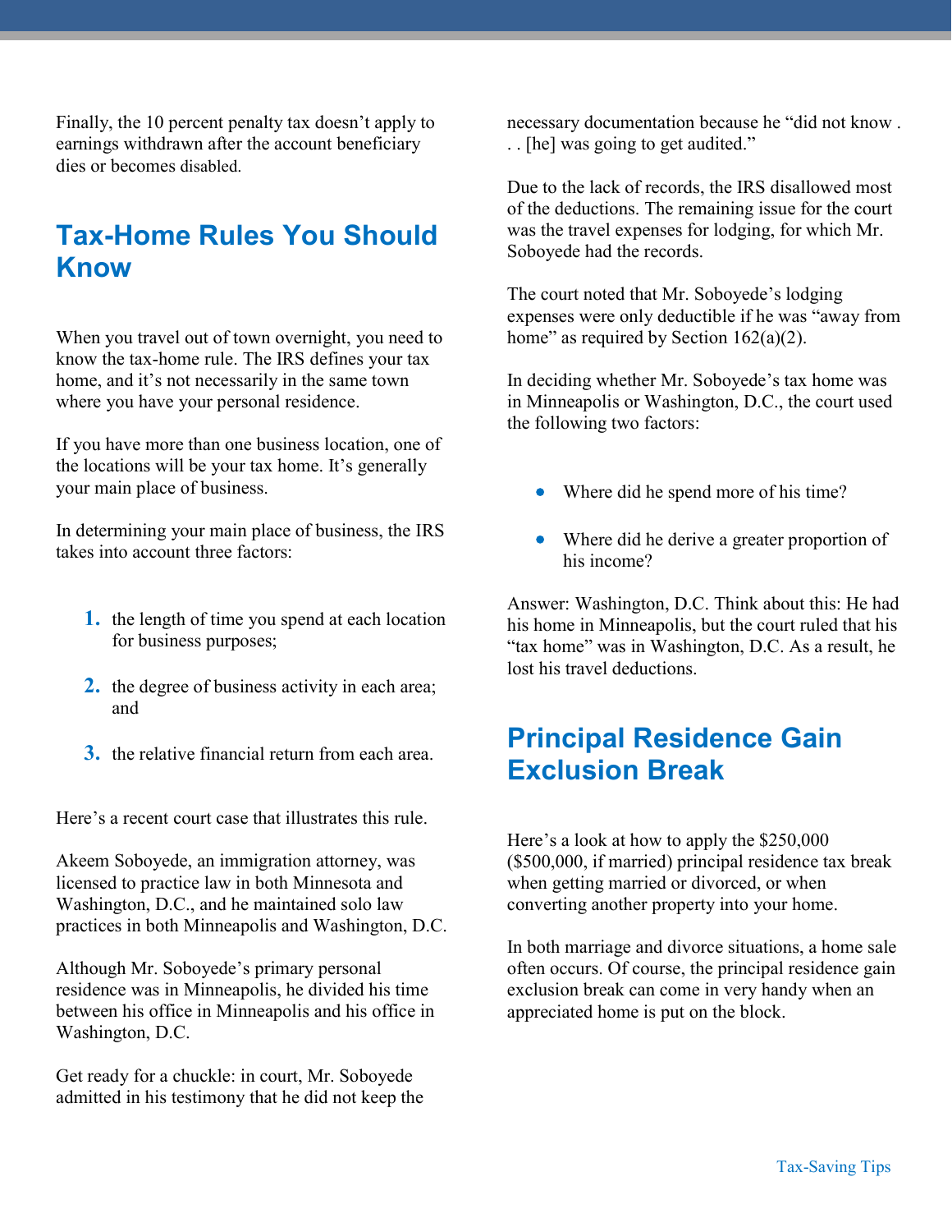Finally, the 10 percent penalty tax doesn't apply to earnings withdrawn after the account beneficiary dies or becomes disabled.

## Tax-Home Rules You Should Know

When you travel out of town overnight, you need to know the tax-home rule. The IRS defines your tax home, and it's not necessarily in the same town where you have your personal residence.

If you have more than one business location, one of the locations will be your tax home. It's generally your main place of business.

In determining your main place of business, the IRS takes into account three factors:

1. the length of time you spend at each location for business purposes;
2. the degree of business activity in each area; and
3. the relative financial return from each area.

Here's a recent court case that illustrates this rule.

Akeem Soboyede, an immigration attorney, was licensed to practice law in both Minnesota and Washington, D.C., and he maintained solo law practices in both Minneapolis and Washington, D.C.

Although Mr. Soboyede's primary personal residence was in Minneapolis, he divided his time between his office in Minneapolis and his office in Washington, D.C.

Get ready for a chuckle: in court, Mr. Soboyede admitted in his testimony that he did not keep the necessary documentation because he "did not know . . . [he] was going to get audited."

Due to the lack of records, the IRS disallowed most of the deductions. The remaining issue for the court was the travel expenses for lodging, for which Mr. Soboyede had the records.

The court noted that Mr. Soboyede's lodging expenses were only deductible if he was "away from home" as required by Section 162(a)(2).

In deciding whether Mr. Soboyede's tax home was in Minneapolis or Washington, D.C., the court used the following two factors:

- Where did he spend more of his time?
- Where did he derive a greater proportion of his income?

Answer: Washington, D.C. Think about this: He had his home in Minneapolis, but the court ruled that his "tax home" was in Washington, D.C. As a result, he lost his travel deductions.

## Principal Residence Gain Exclusion Break

Here's a look at how to apply the $250,000 ($500,000, if married) principal residence tax break when getting married or divorced, or when converting another property into your home.

In both marriage and divorce situations, a home sale often occurs. Of course, the principal residence gain exclusion break can come in very handy when an appreciated home is put on the block.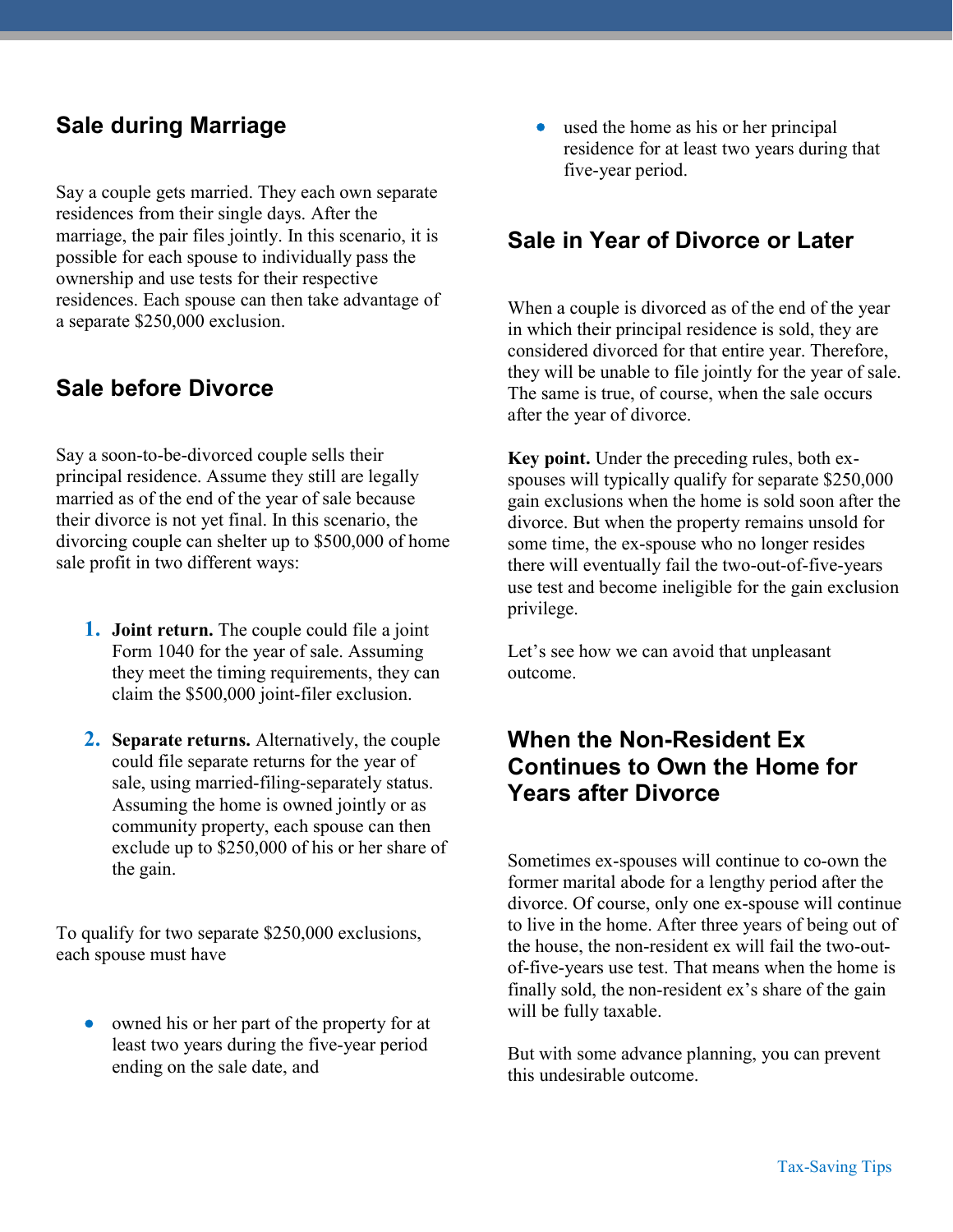## Sale during Marriage

Say a couple gets married. They each own separate residences from their single days. After the marriage, the pair files jointly. In this scenario, it is possible for each spouse to individually pass the ownership and use tests for their respective residences. Each spouse can then take advantage of a separate $250,000 exclusion.

## Sale before Divorce

Say a soon-to-be-divorced couple sells their principal residence. Assume they still are legally married as of the end of the year of sale because their divorce is not yet final. In this scenario, the divorcing couple can shelter up to $500,000 of home sale profit in two different ways:

1. **Joint return.** The couple could file a joint Form 1040 for the year of sale. Assuming they meet the timing requirements, they can claim the $500,000 joint-filer exclusion.

2. **Separate returns.** Alternatively, the couple could file separate returns for the year of sale, using married-filing-separately status. Assuming the home is owned jointly or as community property, each spouse can then exclude up to $250,000 of his or her share of the gain.

To qualify for two separate $250,000 exclusions, each spouse must have

- owned his or her part of the property for at least two years during the five-year period ending on the sale date, and
- used the home as his or her principal residence for at least two years during that five-year period.

## Sale in Year of Divorce or Later

When a couple is divorced as of the end of the year in which their principal residence is sold, they are considered divorced for that entire year. Therefore, they will be unable to file jointly for the year of sale. The same is true, of course, when the sale occurs after the year of divorce.

**Key point.** Under the preceding rules, both ex-spouses will typically qualify for separate $250,000 gain exclusions when the home is sold soon after the divorce. But when the property remains unsold for some time, the ex-spouse who no longer resides there will eventually fail the two-out-of-five-years use test and become ineligible for the gain exclusion privilege.

Let's see how we can avoid that unpleasant outcome.

## When the Non-Resident Ex Continues to Own the Home for Years after Divorce

Sometimes ex-spouses will continue to co-own the former marital abode for a lengthy period after the divorce. Of course, only one ex-spouse will continue to live in the home. After three years of being out of the house, the non-resident ex will fail the two-out-of-five-years use test. That means when the home is finally sold, the non-resident ex's share of the gain will be fully taxable.

But with some advance planning, you can prevent this undesirable outcome.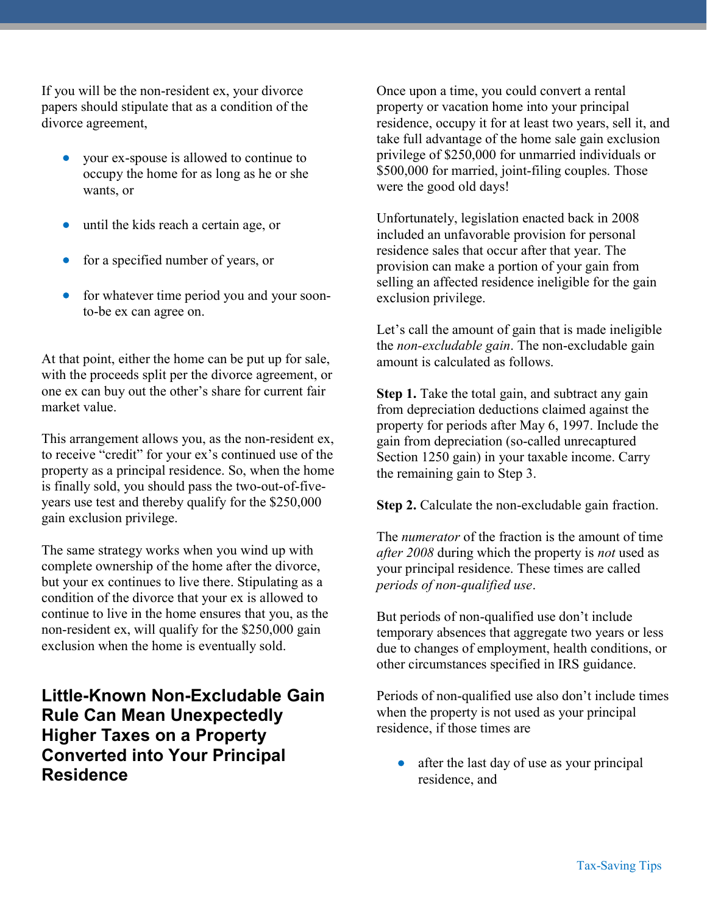If you will be the non-resident ex, your divorce papers should stipulate that as a condition of the divorce agreement,

- your ex-spouse is allowed to continue to occupy the home for as long as he or she wants, or
- until the kids reach a certain age, or
- for a specified number of years, or
- for whatever time period you and your soon-to-be ex can agree on.

At that point, either the home can be put up for sale, with the proceeds split per the divorce agreement, or one ex can buy out the other's share for current fair market value.

This arrangement allows you, as the non-resident ex, to receive "credit" for your ex's continued use of the property as a principal residence. So, when the home is finally sold, you should pass the two-out-of-five-years use test and thereby qualify for the $250,000 gain exclusion privilege.

The same strategy works when you wind up with complete ownership of the home after the divorce, but your ex continues to live there. Stipulating as a condition of the divorce that your ex is allowed to continue to live in the home ensures that you, as the non-resident ex, will qualify for the $250,000 gain exclusion when the home is eventually sold.

## Little-Known Non-Excludable Gain Rule Can Mean Unexpectedly Higher Taxes on a Property Converted into Your Principal Residence

Once upon a time, you could convert a rental property or vacation home into your principal residence, occupy it for at least two years, sell it, and take full advantage of the home sale gain exclusion privilege of $250,000 for unmarried individuals or $500,000 for married, joint-filing couples. Those were the good old days!

Unfortunately, legislation enacted back in 2008 included an unfavorable provision for personal residence sales that occur after that year. The provision can make a portion of your gain from selling an affected residence ineligible for the gain exclusion privilege.

Let's call the amount of gain that is made ineligible the *non-excludable gain*. The non-excludable gain amount is calculated as follows.

**Step 1.** Take the total gain, and subtract any gain from depreciation deductions claimed against the property for periods after May 6, 1997. Include the gain from depreciation (so-called unrecaptured Section 1250 gain) in your taxable income. Carry the remaining gain to Step 3.

**Step 2.** Calculate the non-excludable gain fraction.

The *numerator* of the fraction is the amount of time *after 2008* during which the property is *not* used as your principal residence. These times are called *periods of non-qualified use*.

But periods of non-qualified use don't include temporary absences that aggregate two years or less due to changes of employment, health conditions, or other circumstances specified in IRS guidance.

Periods of non-qualified use also don't include times when the property is not used as your principal residence, if those times are

- after the last day of use as your principal residence, and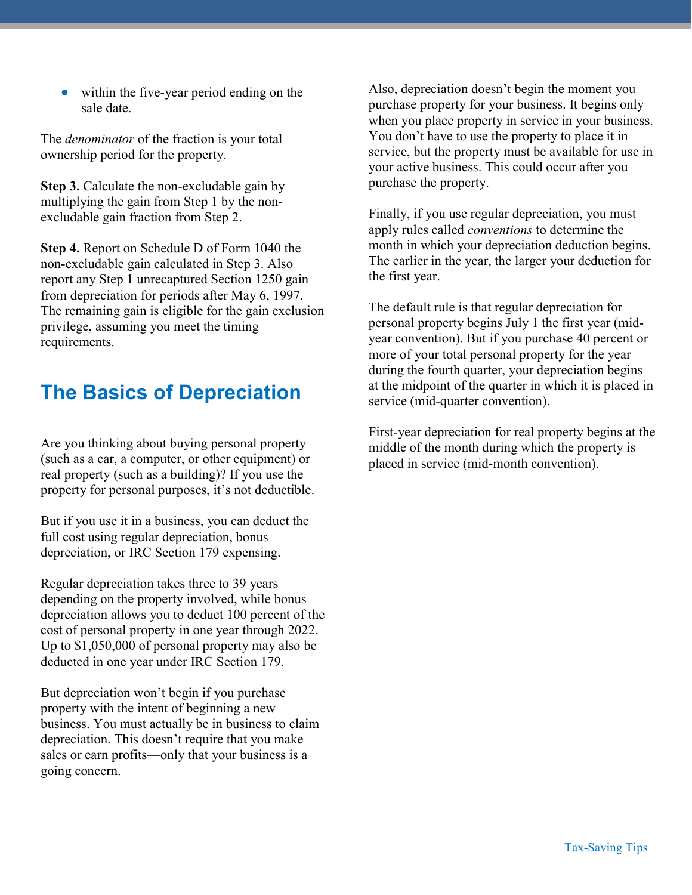- within the five-year period ending on the sale date.

The *denominator* of the fraction is your total ownership period for the property.

**Step 3.** Calculate the non-excludable gain by multiplying the gain from Step 1 by the non-excludable gain fraction from Step 2.

**Step 4.** Report on Schedule D of Form 1040 the non-excludable gain calculated in Step 3. Also report any Step 1 unrecaptured Section 1250 gain from depreciation for periods after May 6, 1997. The remaining gain is eligible for the gain exclusion privilege, assuming you meet the timing requirements.

## The Basics of Depreciation

Are you thinking about buying personal property (such as a car, a computer, or other equipment) or real property (such as a building)? If you use the property for personal purposes, it's not deductible.

But if you use it in a business, you can deduct the full cost using regular depreciation, bonus depreciation, or IRC Section 179 expensing.

Regular depreciation takes three to 39 years depending on the property involved, while bonus depreciation allows you to deduct 100 percent of the cost of personal property in one year through 2022. Up to $1,050,000 of personal property may also be deducted in one year under IRC Section 179.

But depreciation won't begin if you purchase property with the intent of beginning a new business. You must actually be in business to claim depreciation. This doesn't require that you make sales or earn profits—only that your business is a going concern.

Also, depreciation doesn't begin the moment you purchase property for your business. It begins only when you place property in service in your business. You don't have to use the property to place it in service, but the property must be available for use in your active business. This could occur after you purchase the property.

Finally, if you use regular depreciation, you must apply rules called *conventions* to determine the month in which your depreciation deduction begins. The earlier in the year, the larger your deduction for the first year.

The default rule is that regular depreciation for personal property begins July 1 the first year (mid-year convention). But if you purchase 40 percent or more of your total personal property for the year during the fourth quarter, your depreciation begins at the midpoint of the quarter in which it is placed in service (mid-quarter convention).

First-year depreciation for real property begins at the middle of the month during which the property is placed in service (mid-month convention).